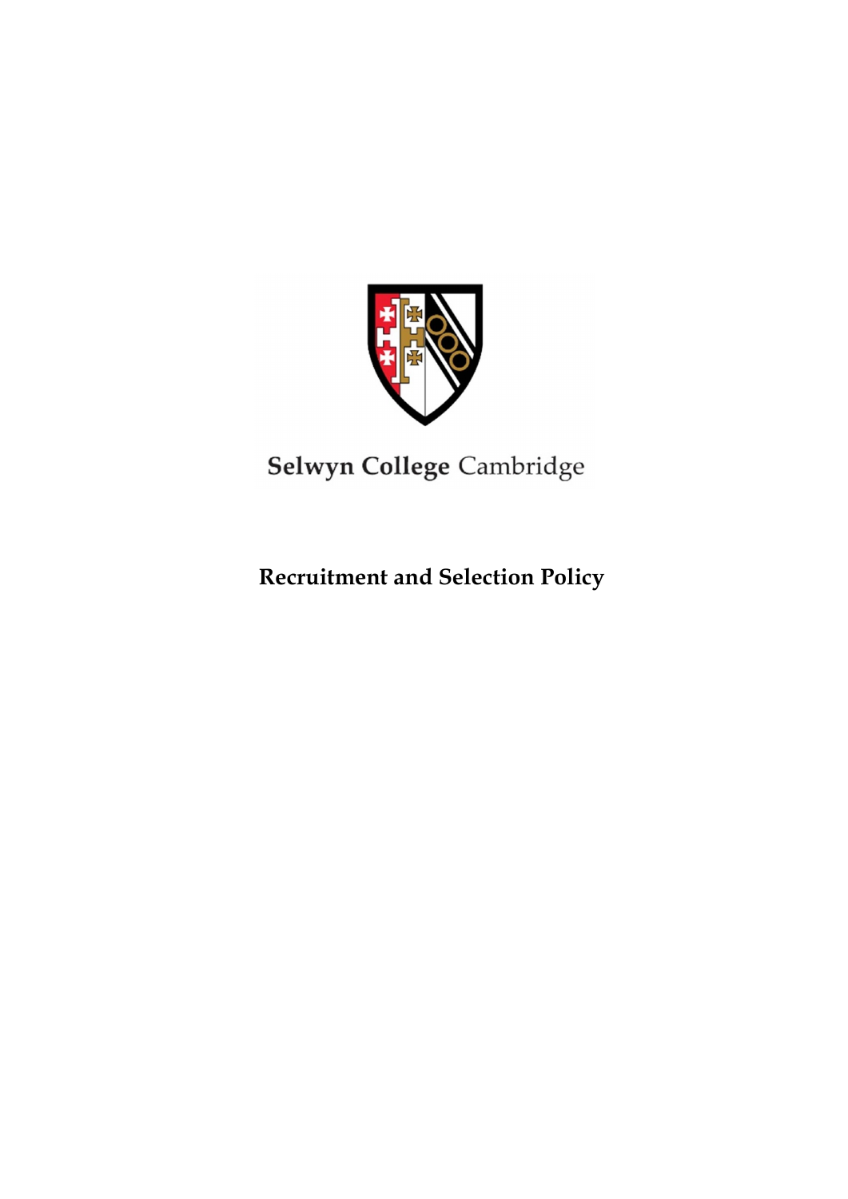Selwyn College Cambridge

# Recruitment and Selection Policy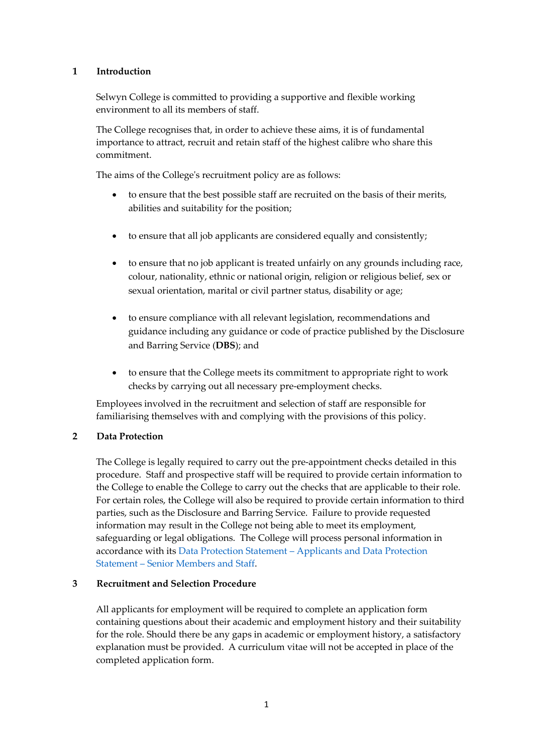## 1 Introduction

Selwyn College is committed to providing a supportive and flexible working environment to all its members of staff.

The College recognises that, in order to achieve these aims, it is of fundamental importance to attract, recruit and retain staff of the highest calibre who share this commitment.

The aims of the College's recruitment policy are as follows:

- to ensure that the best possible staff are recruited on the basis of their merits, abilities and suitability for the position;
- to ensure that all job applicants are considered equally and consistently;
- to ensure that no job applicant is treated unfairly on any grounds including race, colour, nationality, ethnic or national origin, religion or religious belief, sex or sexual orientation, marital or civil partner status, disability or age;
- to ensure compliance with all relevant legislation, recommendations and guidance including any guidance or code of practice published by the Disclosure and Barring Service (**DBS**); and
- to ensure that the College meets its commitment to appropriate right to work checks by carrying out all necessary pre-employment checks.

Employees involved in the recruitment and selection of staff are responsible for familiarising themselves with and complying with the provisions of this policy.

## 2 Data Protection

The College is legally required to carry out the pre-appointment checks detailed in this procedure. Staff and prospective staff will be required to provide certain information to the College to enable the College to carry out the checks that are applicable to their role. For certain roles, the College will also be required to provide certain information to third parties, such as the Disclosure and Barring Service. Failure to provide requested information may result in the College not being able to meet its employment, safeguarding or legal obligations. The College will process personal information in accordance with its Data Protection Statement – Applicants and Data Protection Statement – Senior Members and Staff.

## 3 Recruitment and Selection Procedure

All applicants for employment will be required to complete an application form containing questions about their academic and employment history and their suitability for the role. Should there be any gaps in academic or employment history, a satisfactory explanation must be provided. A curriculum vitae will not be accepted in place of the completed application form.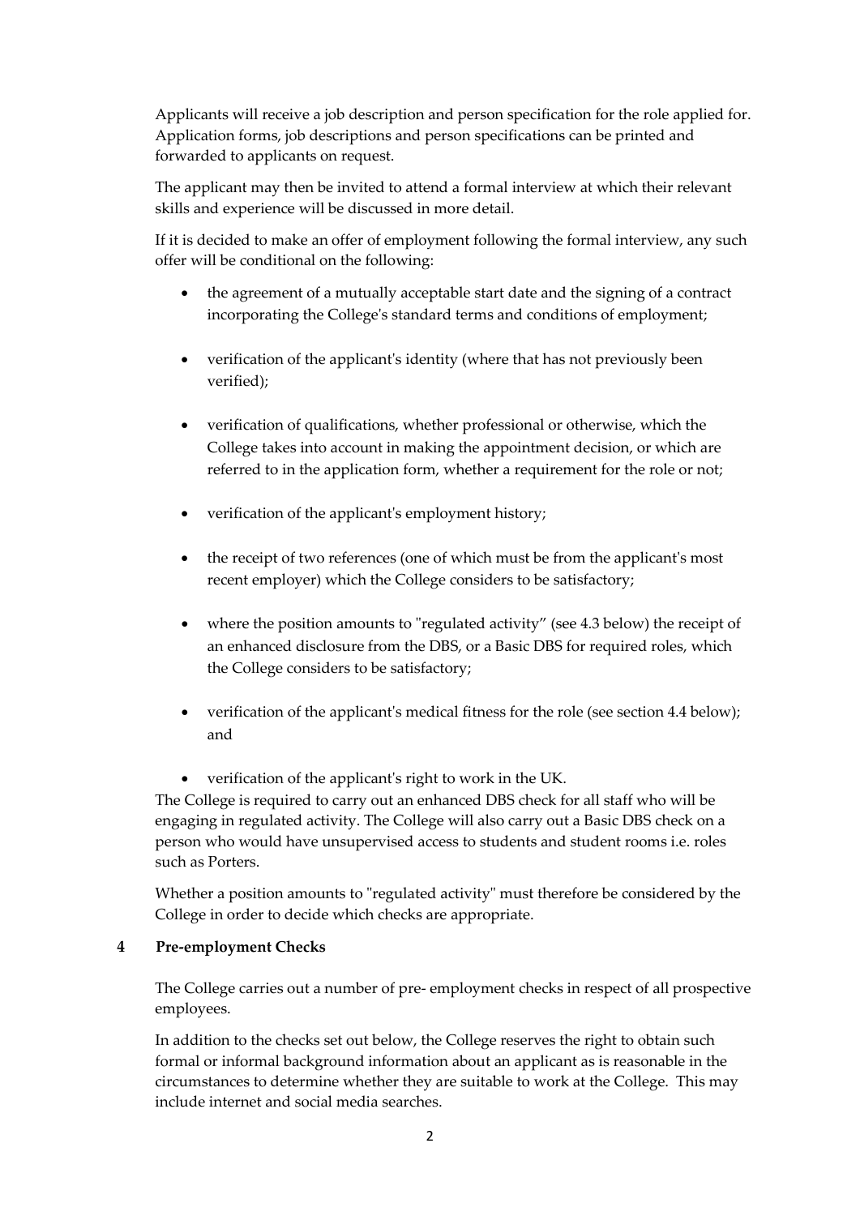Applicants will receive a job description and person specification for the role applied for. Application forms, job descriptions and person specifications can be printed and forwarded to applicants on request.

The applicant may then be invited to attend a formal interview at which their relevant skills and experience will be discussed in more detail.

If it is decided to make an offer of employment following the formal interview, any such offer will be conditional on the following:

- the agreement of a mutually acceptable start date and the signing of a contract incorporating the College's standard terms and conditions of employment;
- verification of the applicant's identity (where that has not previously been verified);
- verification of qualifications, whether professional or otherwise, which the College takes into account in making the appointment decision, or which are referred to in the application form, whether a requirement for the role or not;
- verification of the applicant's employment history;
- the receipt of two references (one of which must be from the applicant's most recent employer) which the College considers to be satisfactory;
- where the position amounts to "regulated activity" (see 4.3 below) the receipt of an enhanced disclosure from the DBS, or a Basic DBS for required roles, which the College considers to be satisfactory;
- verification of the applicant's medical fitness for the role (see section 4.4 below); and
- verification of the applicant's right to work in the UK.

The College is required to carry out an enhanced DBS check for all staff who will be engaging in regulated activity. The College will also carry out a Basic DBS check on a person who would have unsupervised access to students and student rooms i.e. roles such as Porters.

Whether a position amounts to "regulated activity" must therefore be considered by the College in order to decide which checks are appropriate.

## 4 Pre-employment Checks

The College carries out a number of pre- employment checks in respect of all prospective employees.

In addition to the checks set out below, the College reserves the right to obtain such formal or informal background information about an applicant as is reasonable in the circumstances to determine whether they are suitable to work at the College. This may include internet and social media searches.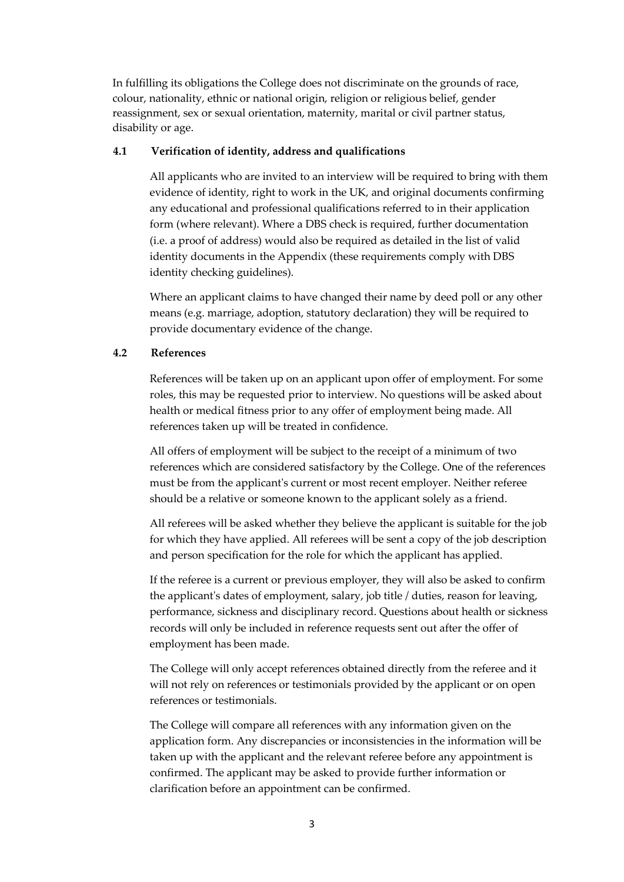In fulfilling its obligations the College does not discriminate on the grounds of race, colour, nationality, ethnic or national origin, religion or religious belief, gender reassignment, sex or sexual orientation, maternity, marital or civil partner status, disability or age.

### 4.1 Verification of identity, address and qualifications

All applicants who are invited to an interview will be required to bring with them evidence of identity, right to work in the UK, and original documents confirming any educational and professional qualifications referred to in their application form (where relevant). Where a DBS check is required, further documentation (i.e. a proof of address) would also be required as detailed in the list of valid identity documents in the Appendix (these requirements comply with DBS identity checking guidelines).

Where an applicant claims to have changed their name by deed poll or any other means (e.g. marriage, adoption, statutory declaration) they will be required to provide documentary evidence of the change.

### 4.2 References

References will be taken up on an applicant upon offer of employment. For some roles, this may be requested prior to interview. No questions will be asked about health or medical fitness prior to any offer of employment being made. All references taken up will be treated in confidence.

All offers of employment will be subject to the receipt of a minimum of two references which are considered satisfactory by the College. One of the references must be from the applicant's current or most recent employer. Neither referee should be a relative or someone known to the applicant solely as a friend.

All referees will be asked whether they believe the applicant is suitable for the job for which they have applied. All referees will be sent a copy of the job description and person specification for the role for which the applicant has applied.

If the referee is a current or previous employer, they will also be asked to confirm the applicant's dates of employment, salary, job title / duties, reason for leaving, performance, sickness and disciplinary record. Questions about health or sickness records will only be included in reference requests sent out after the offer of employment has been made.

The College will only accept references obtained directly from the referee and it will not rely on references or testimonials provided by the applicant or on open references or testimonials.

The College will compare all references with any information given on the application form. Any discrepancies or inconsistencies in the information will be taken up with the applicant and the relevant referee before any appointment is confirmed. The applicant may be asked to provide further information or clarification before an appointment can be confirmed.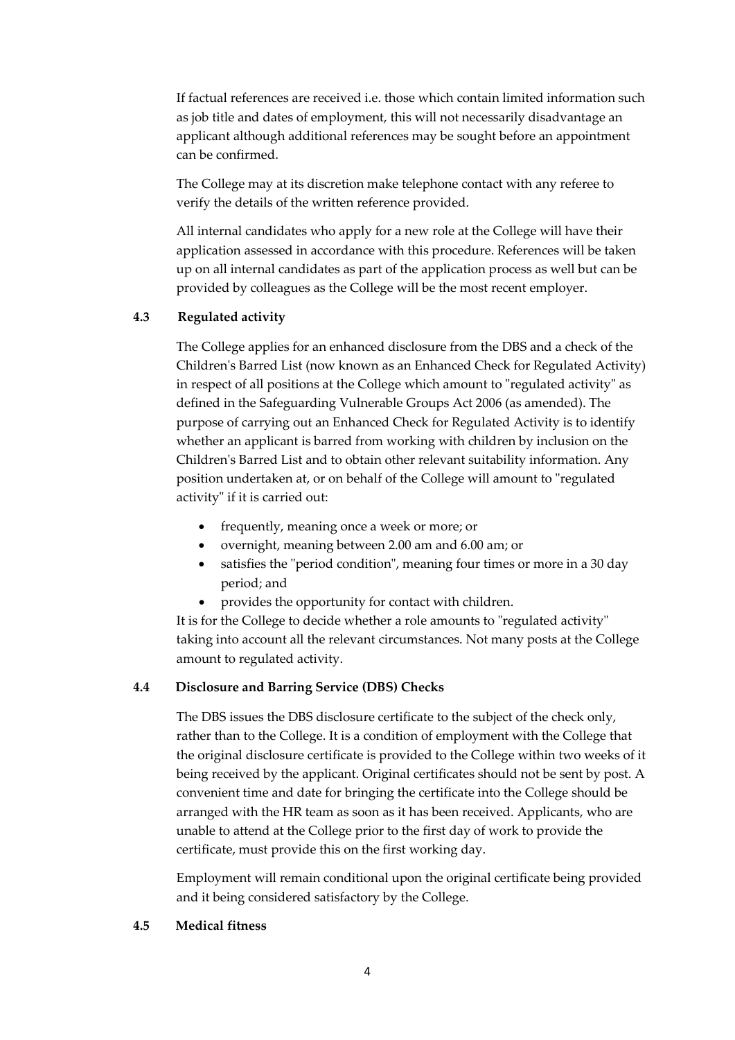If factual references are received i.e. those which contain limited information such as job title and dates of employment, this will not necessarily disadvantage an applicant although additional references may be sought before an appointment can be confirmed.

The College may at its discretion make telephone contact with any referee to verify the details of the written reference provided.

All internal candidates who apply for a new role at the College will have their application assessed in accordance with this procedure. References will be taken up on all internal candidates as part of the application process as well but can be provided by colleagues as the College will be the most recent employer.

### 4.3 Regulated activity

The College applies for an enhanced disclosure from the DBS and a check of the Children's Barred List (now known as an Enhanced Check for Regulated Activity) in respect of all positions at the College which amount to "regulated activity" as defined in the Safeguarding Vulnerable Groups Act 2006 (as amended). The purpose of carrying out an Enhanced Check for Regulated Activity is to identify whether an applicant is barred from working with children by inclusion on the Children's Barred List and to obtain other relevant suitability information. Any position undertaken at, or on behalf of the College will amount to "regulated activity" if it is carried out:

- frequently, meaning once a week or more; or
- overnight, meaning between 2.00 am and 6.00 am; or
- satisfies the "period condition", meaning four times or more in a 30 day period; and
- provides the opportunity for contact with children.

It is for the College to decide whether a role amounts to "regulated activity" taking into account all the relevant circumstances. Not many posts at the College amount to regulated activity.

### 4.4 Disclosure and Barring Service (DBS) Checks

The DBS issues the DBS disclosure certificate to the subject of the check only, rather than to the College. It is a condition of employment with the College that the original disclosure certificate is provided to the College within two weeks of it being received by the applicant. Original certificates should not be sent by post. A convenient time and date for bringing the certificate into the College should be arranged with the HR team as soon as it has been received. Applicants, who are unable to attend at the College prior to the first day of work to provide the certificate, must provide this on the first working day.

Employment will remain conditional upon the original certificate being provided and it being considered satisfactory by the College.

### 4.5 Medical fitness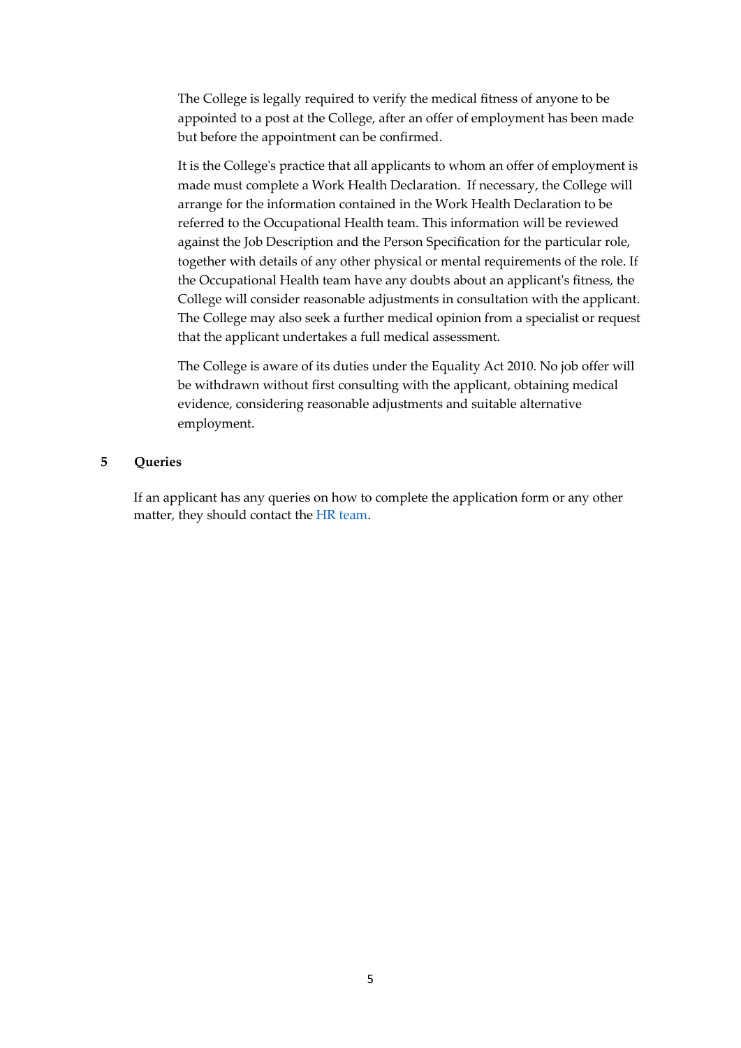The College is legally required to verify the medical fitness of anyone to be appointed to a post at the College, after an offer of employment has been made but before the appointment can be confirmed.

It is the College's practice that all applicants to whom an offer of employment is made must complete a Work Health Declaration. If necessary, the College will arrange for the information contained in the Work Health Declaration to be referred to the Occupational Health team. This information will be reviewed against the Job Description and the Person Specification for the particular role, together with details of any other physical or mental requirements of the role. If the Occupational Health team have any doubts about an applicant's fitness, the College will consider reasonable adjustments in consultation with the applicant. The College may also seek a further medical opinion from a specialist or request that the applicant undertakes a full medical assessment.

The College is aware of its duties under the Equality Act 2010. No job offer will be withdrawn without first consulting with the applicant, obtaining medical evidence, considering reasonable adjustments and suitable alternative employment.

## 5 Queries

If an applicant has any queries on how to complete the application form or any other matter, they should contact the HR team.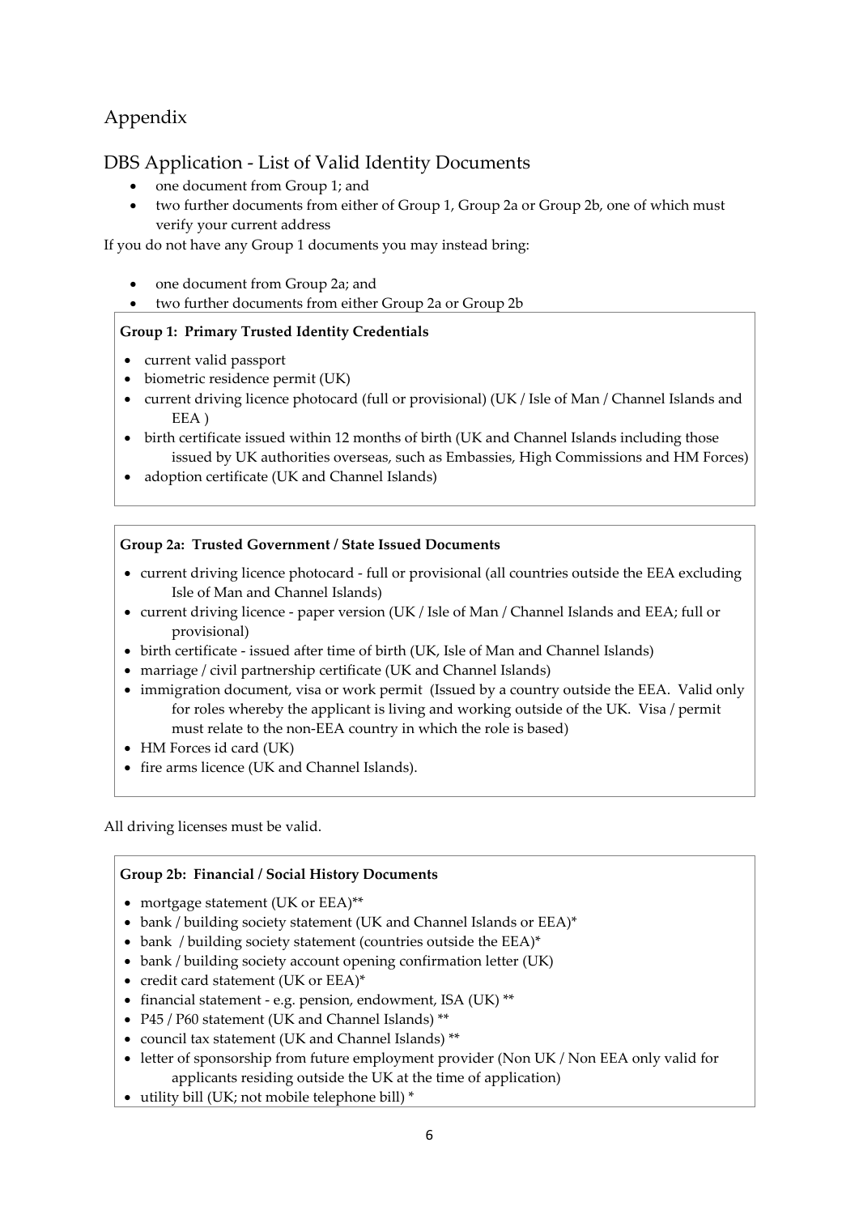# Appendix

## DBS Application - List of Valid Identity Documents

- one document from Group 1; and
- two further documents from either of Group 1, Group 2a or Group 2b, one of which must verify your current address

If you do not have any Group 1 documents you may instead bring:

- one document from Group 2a; and
- two further documents from either Group 2a or Group 2b

**Group 1: Primary Trusted Identity Credentials**

- current valid passport
- biometric residence permit (UK)
- current driving licence photocard (full or provisional) (UK / Isle of Man / Channel Islands and EEA )
- birth certificate issued within 12 months of birth (UK and Channel Islands including those issued by UK authorities overseas, such as Embassies, High Commissions and HM Forces)
- adoption certificate (UK and Channel Islands)

**Group 2a: Trusted Government / State Issued Documents**

- current driving licence photocard - full or provisional (all countries outside the EEA excluding Isle of Man and Channel Islands)
- current driving licence - paper version (UK / Isle of Man / Channel Islands and EEA; full or provisional)
- birth certificate - issued after time of birth (UK, Isle of Man and Channel Islands)
- marriage / civil partnership certificate (UK and Channel Islands)
- immigration document, visa or work permit (Issued by a country outside the EEA. Valid only for roles whereby the applicant is living and working outside of the UK. Visa / permit must relate to the non-EEA country in which the role is based)
- HM Forces id card (UK)
- fire arms licence (UK and Channel Islands).

All driving licenses must be valid.

**Group 2b: Financial / Social History Documents**

- mortgage statement (UK or EEA)**
- bank / building society statement (UK and Channel Islands or EEA)*
- bank / building society statement (countries outside the EEA)*
- bank / building society account opening confirmation letter (UK)
- credit card statement (UK or EEA)*
- financial statement - e.g. pension, endowment, ISA (UK) **
- P45 / P60 statement (UK and Channel Islands) **
- council tax statement (UK and Channel Islands) **
- letter of sponsorship from future employment provider (Non UK / Non EEA only valid for applicants residing outside the UK at the time of application)
- utility bill (UK; not mobile telephone bill) *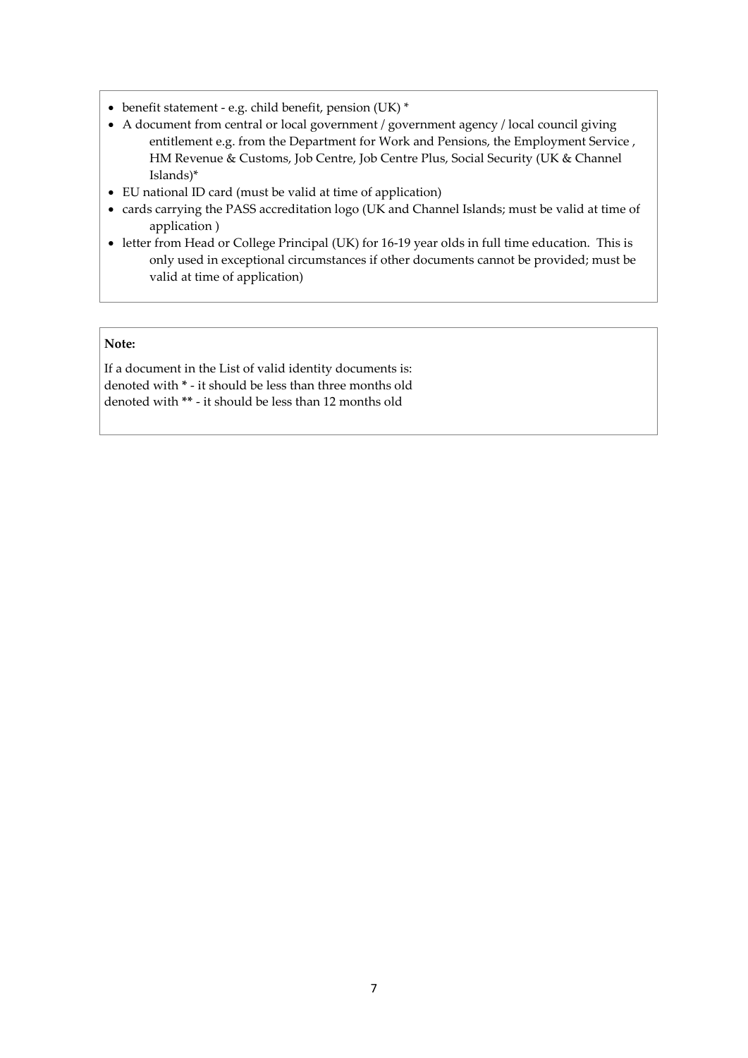- benefit statement - e.g. child benefit, pension (UK) *
- A document from central or local government / government agency / local council giving entitlement e.g. from the Department for Work and Pensions, the Employment Service , HM Revenue & Customs, Job Centre, Job Centre Plus, Social Security (UK & Channel Islands)*
- EU national ID card (must be valid at time of application)
- cards carrying the PASS accreditation logo (UK and Channel Islands; must be valid at time of application )
- letter from Head or College Principal (UK) for 16-19 year olds in full time education. This is only used in exceptional circumstances if other documents cannot be provided; must be valid at time of application)

**Note:**

If a document in the List of valid identity documents is:
denoted with **\*** - it should be less than three months old
denoted with **\*\*** - it should be less than 12 months old